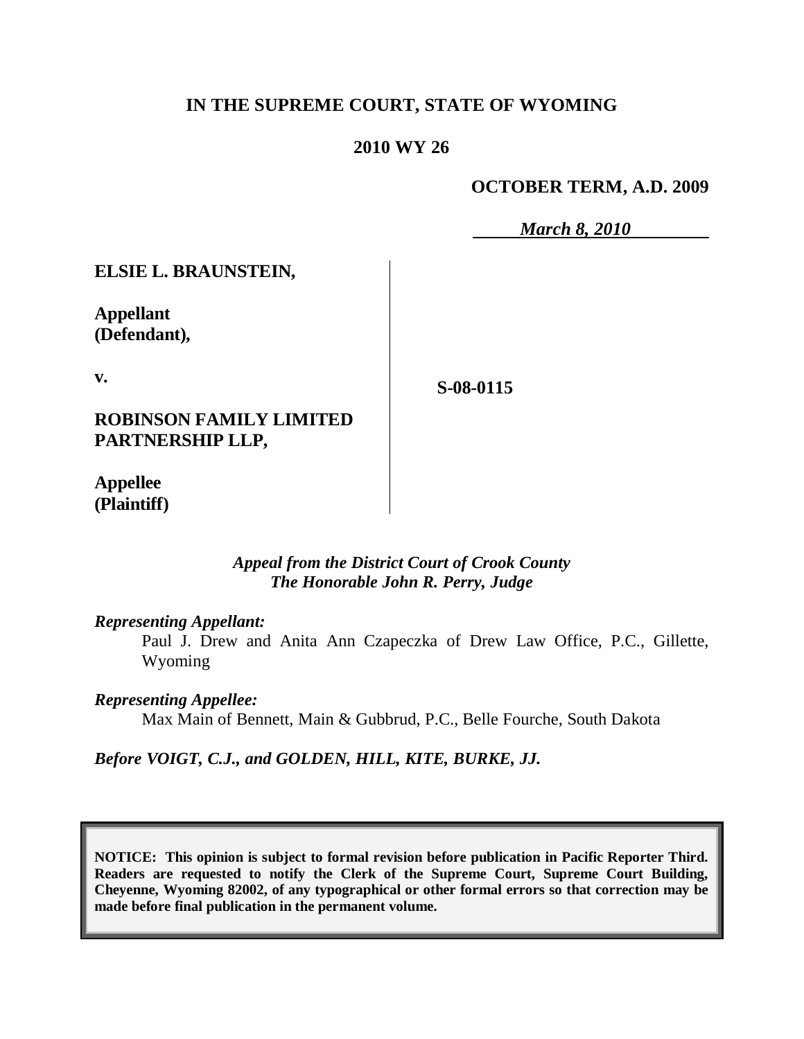**IN THE SUPREME COURT, STATE OF WYOMING**

**2010 WY 26**

**OCTOBER TERM, A.D. 2009**

*March 8, 2010*

**ELSIE L. BRAUNSTEIN,**

**Appellant (Defendant),**

**v.**

**ROBINSON FAMILY LIMITED PARTNERSHIP LLP,**

**Appellee (Plaintiff)**

**S-08-0115**

*Appeal from the District Court of Crook County*
*The Honorable John R. Perry, Judge*

*Representing Appellant:*

Paul J. Drew and Anita Ann Czapeczka of Drew Law Office, P.C., Gillette, Wyoming

*Representing Appellee:*

Max Main of Bennett, Main & Gubbrud, P.C., Belle Fourche, South Dakota

*Before VOIGT, C.J., and GOLDEN, HILL, KITE, BURKE, JJ.*

**NOTICE: This opinion is subject to formal revision before publication in Pacific Reporter Third. Readers are requested to notify the Clerk of the Supreme Court, Supreme Court Building, Cheyenne, Wyoming 82002, of any typographical or other formal errors so that correction may be made before final publication in the permanent volume.**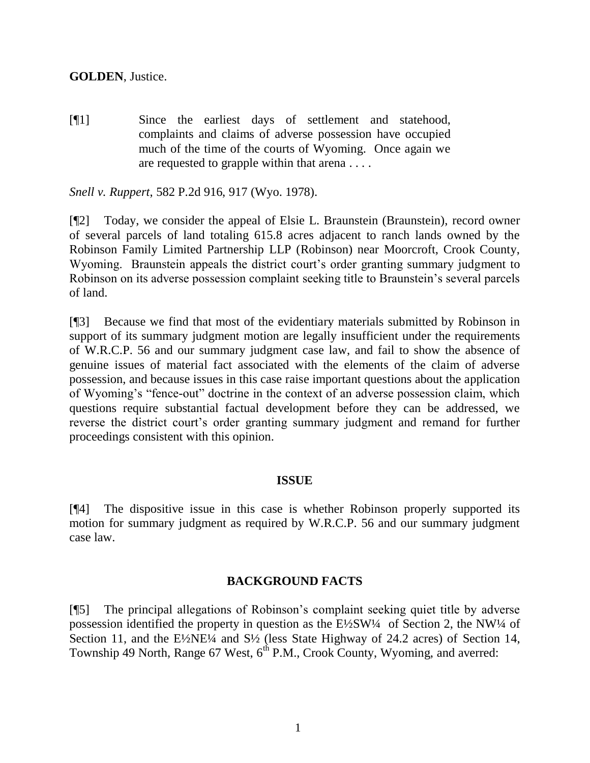**GOLDEN**, Justice.

> [¶1] Since the earliest days of settlement and statehood, complaints and claims of adverse possession have occupied much of the time of the courts of Wyoming. Once again we are requested to grapple within that arena . . . .

*Snell v. Ruppert*, 582 P.2d 916, 917 (Wyo. 1978).

[¶2] Today, we consider the appeal of Elsie L. Braunstein (Braunstein), record owner of several parcels of land totaling 615.8 acres adjacent to ranch lands owned by the Robinson Family Limited Partnership LLP (Robinson) near Moorcroft, Crook County, Wyoming. Braunstein appeals the district court's order granting summary judgment to Robinson on its adverse possession complaint seeking title to Braunstein's several parcels of land.

[¶3] Because we find that most of the evidentiary materials submitted by Robinson in support of its summary judgment motion are legally insufficient under the requirements of W.R.C.P. 56 and our summary judgment case law, and fail to show the absence of genuine issues of material fact associated with the elements of the claim of adverse possession, and because issues in this case raise important questions about the application of Wyoming's "fence-out" doctrine in the context of an adverse possession claim, which questions require substantial factual development before they can be addressed, we reverse the district court's order granting summary judgment and remand for further proceedings consistent with this opinion.

## ISSUE

[¶4] The dispositive issue in this case is whether Robinson properly supported its motion for summary judgment as required by W.R.C.P. 56 and our summary judgment case law.

## BACKGROUND FACTS

[¶5] The principal allegations of Robinson's complaint seeking quiet title by adverse possession identified the property in question as the E½SW¼ of Section 2, the NW¼ of Section 11, and the E½NE¼ and S½ (less State Highway of 24.2 acres) of Section 14, Township 49 North, Range 67 West, 6th P.M., Crook County, Wyoming, and averred: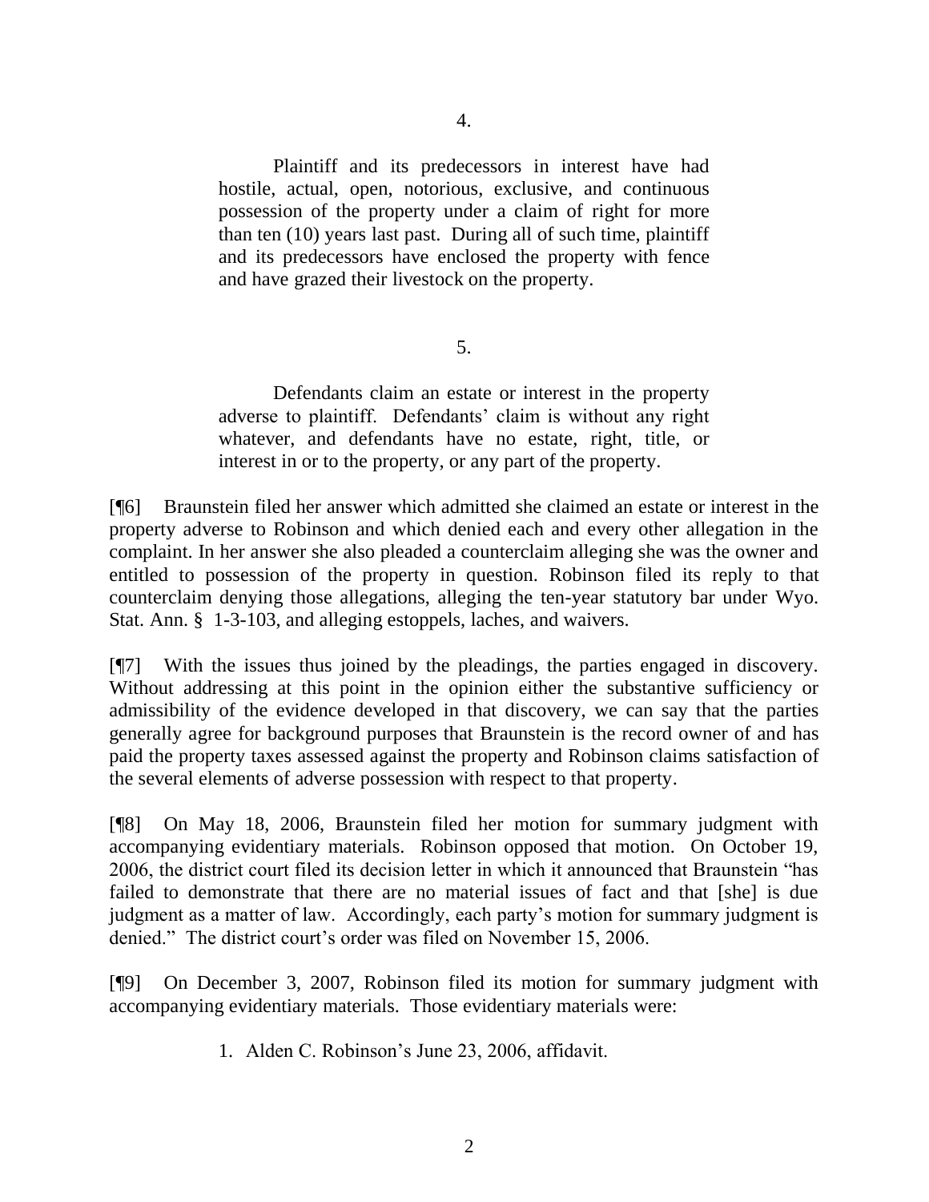4.

> Plaintiff and its predecessors in interest have had hostile, actual, open, notorious, exclusive, and continuous possession of the property under a claim of right for more than ten (10) years last past. During all of such time, plaintiff and its predecessors have enclosed the property with fence and have grazed their livestock on the property.

5.

> Defendants claim an estate or interest in the property adverse to plaintiff. Defendants' claim is without any right whatever, and defendants have no estate, right, title, or interest in or to the property, or any part of the property.

[¶6] Braunstein filed her answer which admitted she claimed an estate or interest in the property adverse to Robinson and which denied each and every other allegation in the complaint. In her answer she also pleaded a counterclaim alleging she was the owner and entitled to possession of the property in question. Robinson filed its reply to that counterclaim denying those allegations, alleging the ten-year statutory bar under Wyo. Stat. Ann. § 1-3-103, and alleging estoppels, laches, and waivers.

[¶7] With the issues thus joined by the pleadings, the parties engaged in discovery. Without addressing at this point in the opinion either the substantive sufficiency or admissibility of the evidence developed in that discovery, we can say that the parties generally agree for background purposes that Braunstein is the record owner of and has paid the property taxes assessed against the property and Robinson claims satisfaction of the several elements of adverse possession with respect to that property.

[¶8] On May 18, 2006, Braunstein filed her motion for summary judgment with accompanying evidentiary materials. Robinson opposed that motion. On October 19, 2006, the district court filed its decision letter in which it announced that Braunstein "has failed to demonstrate that there are no material issues of fact and that [she] is due judgment as a matter of law. Accordingly, each party's motion for summary judgment is denied." The district court's order was filed on November 15, 2006.

[¶9] On December 3, 2007, Robinson filed its motion for summary judgment with accompanying evidentiary materials. Those evidentiary materials were:

1. Alden C. Robinson's June 23, 2006, affidavit.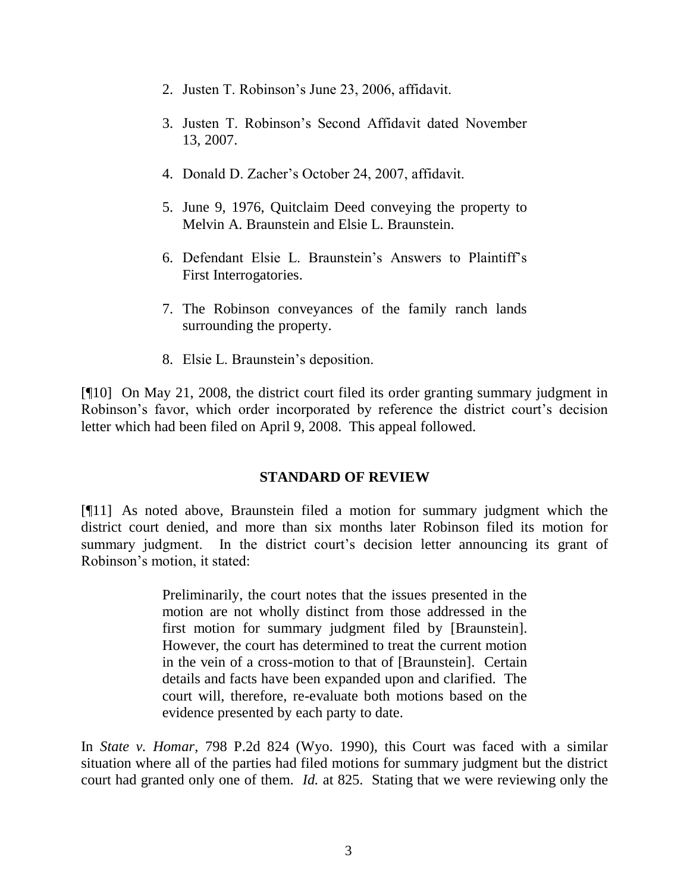2. Justen T. Robinson's June 23, 2006, affidavit.

3. Justen T. Robinson's Second Affidavit dated November 13, 2007.

4. Donald D. Zacher's October 24, 2007, affidavit.

5. June 9, 1976, Quitclaim Deed conveying the property to Melvin A. Braunstein and Elsie L. Braunstein.

6. Defendant Elsie L. Braunstein's Answers to Plaintiff's First Interrogatories.

7. The Robinson conveyances of the family ranch lands surrounding the property.

8. Elsie L. Braunstein's deposition.

[¶10] On May 21, 2008, the district court filed its order granting summary judgment in Robinson's favor, which order incorporated by reference the district court's decision letter which had been filed on April 9, 2008. This appeal followed.

## STANDARD OF REVIEW

[¶11] As noted above, Braunstein filed a motion for summary judgment which the district court denied, and more than six months later Robinson filed its motion for summary judgment. In the district court's decision letter announcing its grant of Robinson's motion, it stated:

> Preliminarily, the court notes that the issues presented in the motion are not wholly distinct from those addressed in the first motion for summary judgment filed by [Braunstein]. However, the court has determined to treat the current motion in the vein of a cross-motion to that of [Braunstein]. Certain details and facts have been expanded upon and clarified. The court will, therefore, re-evaluate both motions based on the evidence presented by each party to date.

In *State v. Homar*, 798 P.2d 824 (Wyo. 1990), this Court was faced with a similar situation where all of the parties had filed motions for summary judgment but the district court had granted only one of them. *Id.* at 825. Stating that we were reviewing only the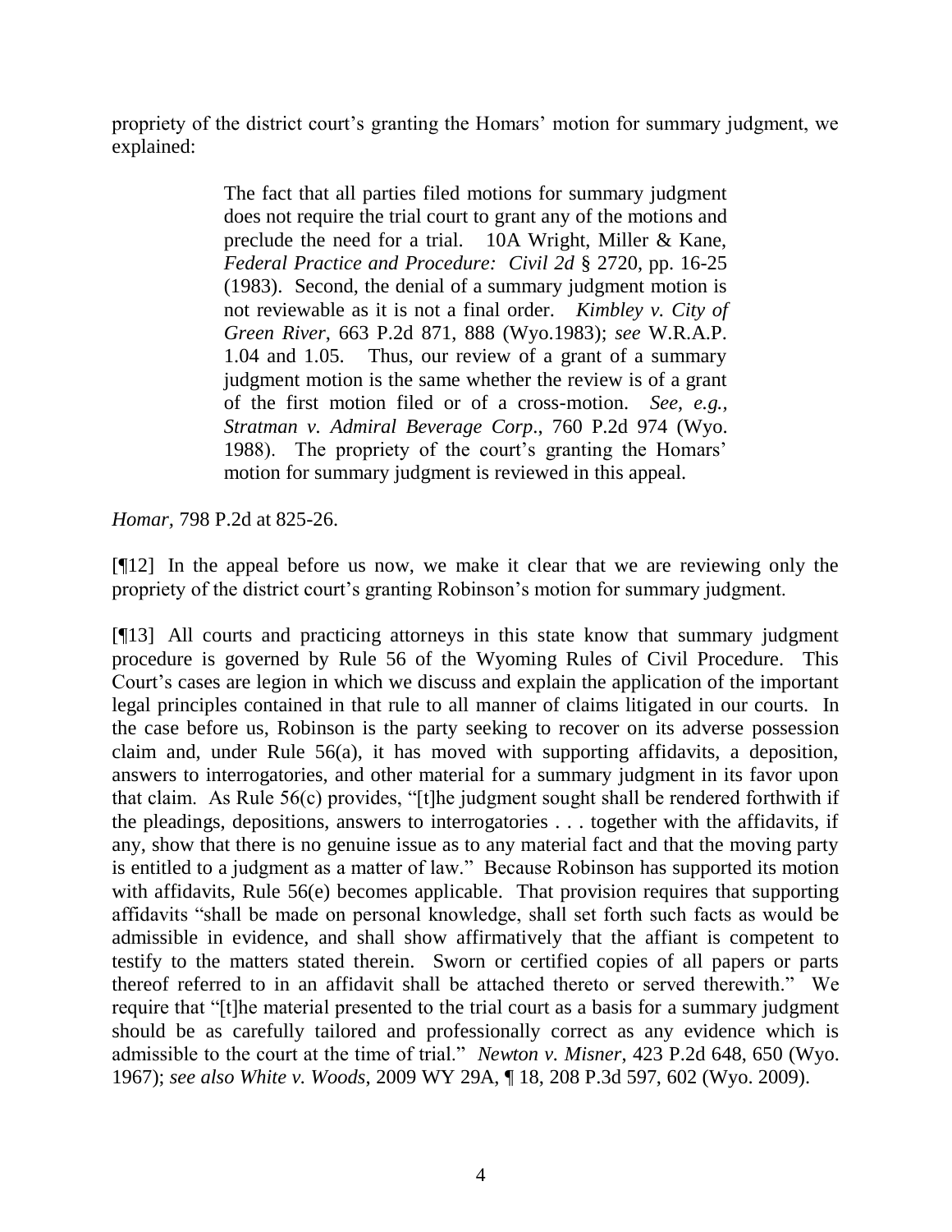propriety of the district court's granting the Homars' motion for summary judgment, we explained:

> The fact that all parties filed motions for summary judgment does not require the trial court to grant any of the motions and preclude the need for a trial. 10A Wright, Miller & Kane, *Federal Practice and Procedure: Civil 2d* § 2720, pp. 16-25 (1983). Second, the denial of a summary judgment motion is not reviewable as it is not a final order. *Kimbley v. City of Green River*, 663 P.2d 871, 888 (Wyo.1983); *see* W.R.A.P. 1.04 and 1.05. Thus, our review of a grant of a summary judgment motion is the same whether the review is of a grant of the first motion filed or of a cross-motion. *See, e.g., Stratman v. Admiral Beverage Corp*., 760 P.2d 974 (Wyo. 1988). The propriety of the court's granting the Homars' motion for summary judgment is reviewed in this appeal.

*Homar*, 798 P.2d at 825-26.

[¶12] In the appeal before us now, we make it clear that we are reviewing only the propriety of the district court's granting Robinson's motion for summary judgment.

[¶13] All courts and practicing attorneys in this state know that summary judgment procedure is governed by Rule 56 of the Wyoming Rules of Civil Procedure. This Court's cases are legion in which we discuss and explain the application of the important legal principles contained in that rule to all manner of claims litigated in our courts. In the case before us, Robinson is the party seeking to recover on its adverse possession claim and, under Rule 56(a), it has moved with supporting affidavits, a deposition, answers to interrogatories, and other material for a summary judgment in its favor upon that claim. As Rule 56(c) provides, "[t]he judgment sought shall be rendered forthwith if the pleadings, depositions, answers to interrogatories . . . together with the affidavits, if any, show that there is no genuine issue as to any material fact and that the moving party is entitled to a judgment as a matter of law." Because Robinson has supported its motion with affidavits, Rule 56(e) becomes applicable. That provision requires that supporting affidavits "shall be made on personal knowledge, shall set forth such facts as would be admissible in evidence, and shall show affirmatively that the affiant is competent to testify to the matters stated therein. Sworn or certified copies of all papers or parts thereof referred to in an affidavit shall be attached thereto or served therewith." We require that "[t]he material presented to the trial court as a basis for a summary judgment should be as carefully tailored and professionally correct as any evidence which is admissible to the court at the time of trial." *Newton v. Misner*, 423 P.2d 648, 650 (Wyo. 1967); *see also White v. Woods*, 2009 WY 29A, ¶ 18, 208 P.3d 597, 602 (Wyo. 2009).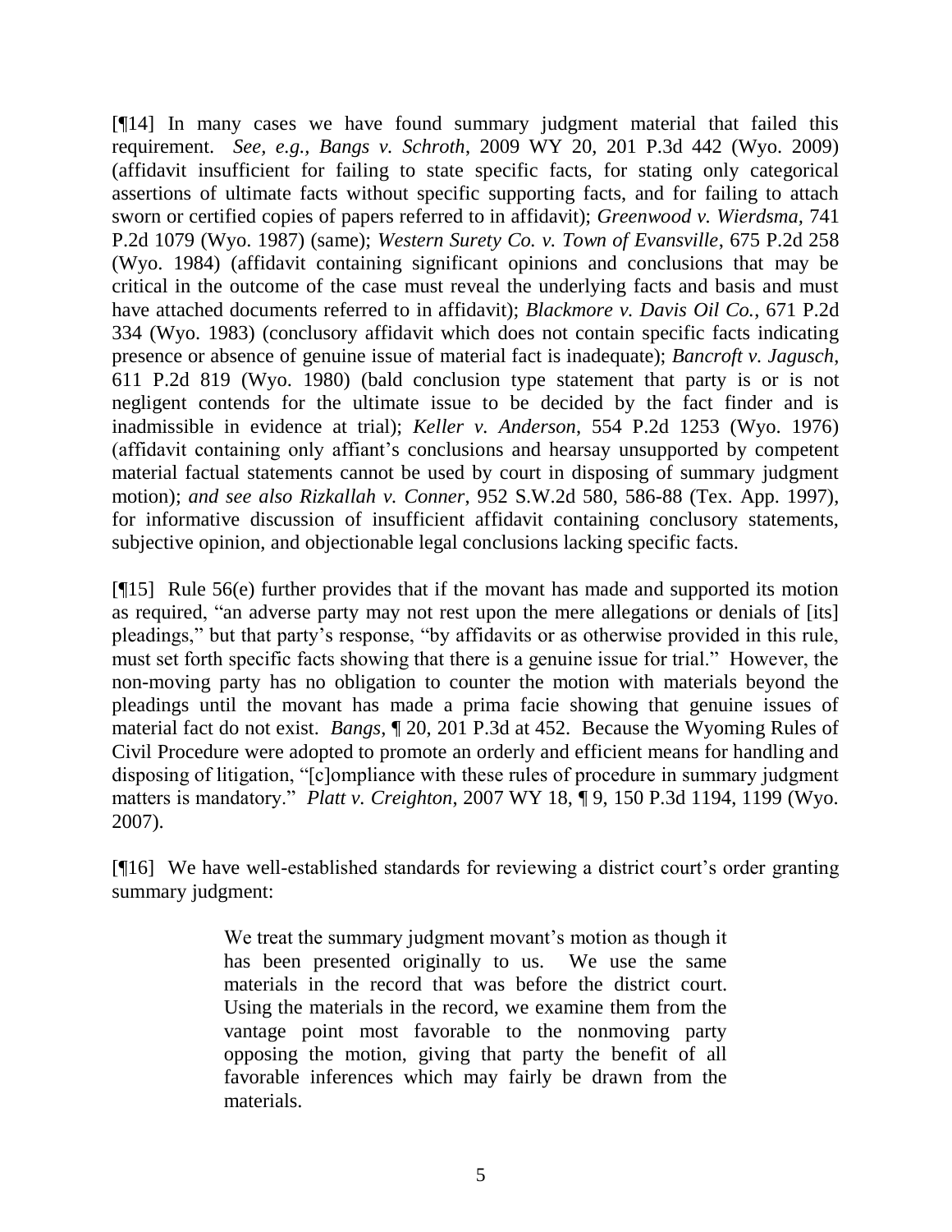[¶14] In many cases we have found summary judgment material that failed this requirement. *See, e.g., Bangs v. Schroth*, 2009 WY 20, 201 P.3d 442 (Wyo. 2009) (affidavit insufficient for failing to state specific facts, for stating only categorical assertions of ultimate facts without specific supporting facts, and for failing to attach sworn or certified copies of papers referred to in affidavit); *Greenwood v. Wierdsma*, 741 P.2d 1079 (Wyo. 1987) (same); *Western Surety Co. v. Town of Evansville*, 675 P.2d 258 (Wyo. 1984) (affidavit containing significant opinions and conclusions that may be critical in the outcome of the case must reveal the underlying facts and basis and must have attached documents referred to in affidavit); *Blackmore v. Davis Oil Co.*, 671 P.2d 334 (Wyo. 1983) (conclusory affidavit which does not contain specific facts indicating presence or absence of genuine issue of material fact is inadequate); *Bancroft v. Jagusch*, 611 P.2d 819 (Wyo. 1980) (bald conclusion type statement that party is or is not negligent contends for the ultimate issue to be decided by the fact finder and is inadmissible in evidence at trial); *Keller v. Anderson*, 554 P.2d 1253 (Wyo. 1976) (affidavit containing only affiant's conclusions and hearsay unsupported by competent material factual statements cannot be used by court in disposing of summary judgment motion); *and see also Rizkallah v. Conner*, 952 S.W.2d 580, 586-88 (Tex. App. 1997), for informative discussion of insufficient affidavit containing conclusory statements, subjective opinion, and objectionable legal conclusions lacking specific facts.

[¶15] Rule 56(e) further provides that if the movant has made and supported its motion as required, "an adverse party may not rest upon the mere allegations or denials of [its] pleadings," but that party's response, "by affidavits or as otherwise provided in this rule, must set forth specific facts showing that there is a genuine issue for trial." However, the non-moving party has no obligation to counter the motion with materials beyond the pleadings until the movant has made a prima facie showing that genuine issues of material fact do not exist. *Bangs*, ¶ 20, 201 P.3d at 452. Because the Wyoming Rules of Civil Procedure were adopted to promote an orderly and efficient means for handling and disposing of litigation, "[c]ompliance with these rules of procedure in summary judgment matters is mandatory." *Platt v. Creighton*, 2007 WY 18, ¶ 9, 150 P.3d 1194, 1199 (Wyo. 2007).

[¶16] We have well-established standards for reviewing a district court's order granting summary judgment:

> We treat the summary judgment movant's motion as though it has been presented originally to us. We use the same materials in the record that was before the district court. Using the materials in the record, we examine them from the vantage point most favorable to the nonmoving party opposing the motion, giving that party the benefit of all favorable inferences which may fairly be drawn from the materials.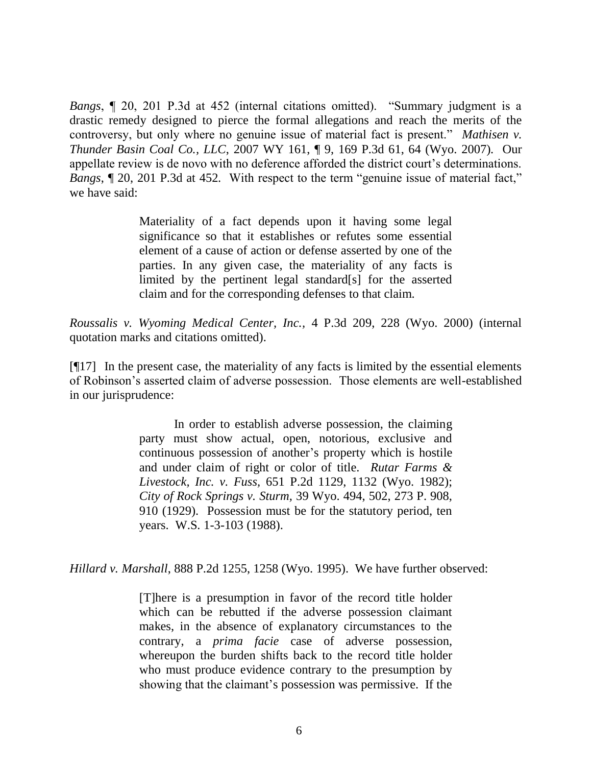*Bangs*, ¶ 20, 201 P.3d at 452 (internal citations omitted). "Summary judgment is a drastic remedy designed to pierce the formal allegations and reach the merits of the controversy, but only where no genuine issue of material fact is present." *Mathisen v. Thunder Basin Coal Co., LLC*, 2007 WY 161, ¶ 9, 169 P.3d 61, 64 (Wyo. 2007). Our appellate review is de novo with no deference afforded the district court's determinations. *Bangs*, ¶ 20, 201 P.3d at 452. With respect to the term "genuine issue of material fact," we have said:

> Materiality of a fact depends upon it having some legal significance so that it establishes or refutes some essential element of a cause of action or defense asserted by one of the parties. In any given case, the materiality of any facts is limited by the pertinent legal standard[s] for the asserted claim and for the corresponding defenses to that claim.

*Roussalis v. Wyoming Medical Center, Inc.,* 4 P.3d 209, 228 (Wyo. 2000) (internal quotation marks and citations omitted).

[¶17] In the present case, the materiality of any facts is limited by the essential elements of Robinson's asserted claim of adverse possession. Those elements are well-established in our jurisprudence:

> In order to establish adverse possession, the claiming party must show actual, open, notorious, exclusive and continuous possession of another's property which is hostile and under claim of right or color of title. *Rutar Farms & Livestock, Inc. v. Fuss,* 651 P.2d 1129, 1132 (Wyo. 1982); *City of Rock Springs v. Sturm,* 39 Wyo. 494, 502, 273 P. 908, 910 (1929). Possession must be for the statutory period, ten years. W.S. 1-3-103 (1988).

*Hillard v. Marshall,* 888 P.2d 1255, 1258 (Wyo. 1995). We have further observed:

> [T]here is a presumption in favor of the record title holder which can be rebutted if the adverse possession claimant makes, in the absence of explanatory circumstances to the contrary, a *prima facie* case of adverse possession, whereupon the burden shifts back to the record title holder who must produce evidence contrary to the presumption by showing that the claimant's possession was permissive. If the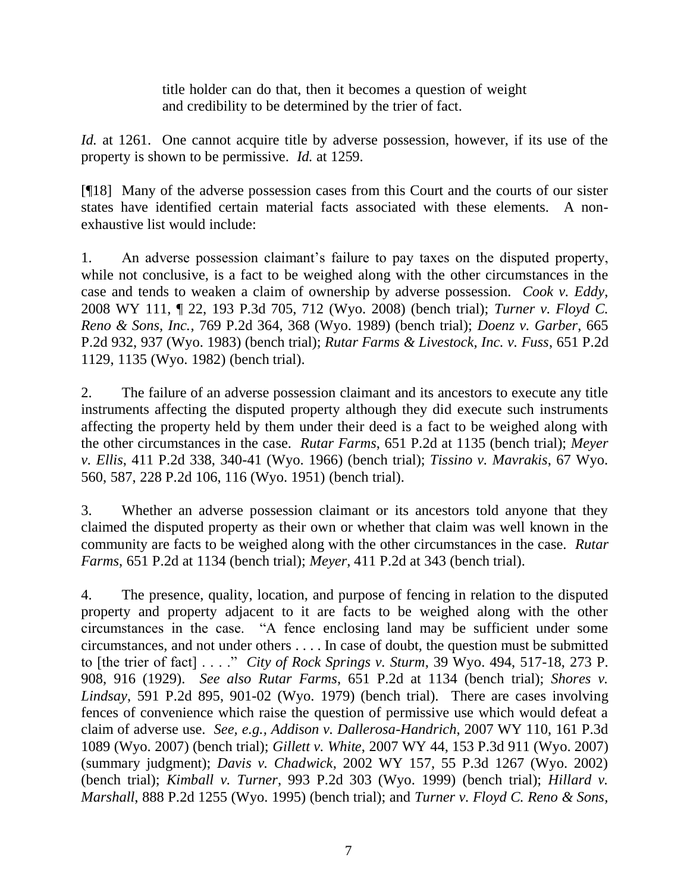> title holder can do that, then it becomes a question of weight and credibility to be determined by the trier of fact.

*Id.* at 1261. One cannot acquire title by adverse possession, however, if its use of the property is shown to be permissive. *Id.* at 1259.

[¶18] Many of the adverse possession cases from this Court and the courts of our sister states have identified certain material facts associated with these elements. A non-exhaustive list would include:

1. An adverse possession claimant's failure to pay taxes on the disputed property, while not conclusive, is a fact to be weighed along with the other circumstances in the case and tends to weaken a claim of ownership by adverse possession. *Cook v. Eddy*, 2008 WY 111, ¶ 22, 193 P.3d 705, 712 (Wyo. 2008) (bench trial); *Turner v. Floyd C. Reno & Sons, Inc.*, 769 P.2d 364, 368 (Wyo. 1989) (bench trial); *Doenz v. Garber*, 665 P.2d 932, 937 (Wyo. 1983) (bench trial); *Rutar Farms & Livestock, Inc. v. Fuss*, 651 P.2d 1129, 1135 (Wyo. 1982) (bench trial).

2. The failure of an adverse possession claimant and its ancestors to execute any title instruments affecting the disputed property although they did execute such instruments affecting the property held by them under their deed is a fact to be weighed along with the other circumstances in the case. *Rutar Farms*, 651 P.2d at 1135 (bench trial); *Meyer v. Ellis*, 411 P.2d 338, 340-41 (Wyo. 1966) (bench trial); *Tissino v. Mavrakis*, 67 Wyo. 560, 587, 228 P.2d 106, 116 (Wyo. 1951) (bench trial).

3. Whether an adverse possession claimant or its ancestors told anyone that they claimed the disputed property as their own or whether that claim was well known in the community are facts to be weighed along with the other circumstances in the case. *Rutar Farms*, 651 P.2d at 1134 (bench trial); *Meyer*, 411 P.2d at 343 (bench trial).

4. The presence, quality, location, and purpose of fencing in relation to the disputed property and property adjacent to it are facts to be weighed along with the other circumstances in the case. "A fence enclosing land may be sufficient under some circumstances, and not under others . . . . In case of doubt, the question must be submitted to [the trier of fact] . . . ." *City of Rock Springs v. Sturm*, 39 Wyo. 494, 517-18, 273 P. 908, 916 (1929). *See also Rutar Farms*, 651 P.2d at 1134 (bench trial); *Shores v. Lindsay*, 591 P.2d 895, 901-02 (Wyo. 1979) (bench trial). There are cases involving fences of convenience which raise the question of permissive use which would defeat a claim of adverse use. *See, e.g.*, *Addison v. Dallerosa-Handrich*, 2007 WY 110, 161 P.3d 1089 (Wyo. 2007) (bench trial); *Gillett v. White*, 2007 WY 44, 153 P.3d 911 (Wyo. 2007) (summary judgment); *Davis v. Chadwick*, 2002 WY 157, 55 P.3d 1267 (Wyo. 2002) (bench trial); *Kimball v. Turner*, 993 P.2d 303 (Wyo. 1999) (bench trial); *Hillard v. Marshall*, 888 P.2d 1255 (Wyo. 1995) (bench trial); and *Turner v. Floyd C. Reno & Sons,*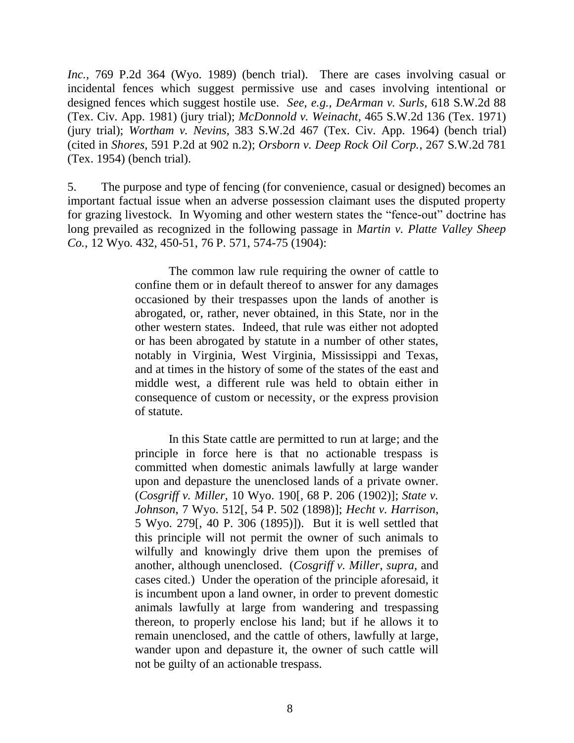*Inc.*, 769 P.2d 364 (Wyo. 1989) (bench trial). There are cases involving casual or incidental fences which suggest permissive use and cases involving intentional or designed fences which suggest hostile use. *See, e.g., DeArman v. Surls*, 618 S.W.2d 88 (Tex. Civ. App. 1981) (jury trial); *McDonnold v. Weinacht*, 465 S.W.2d 136 (Tex. 1971) (jury trial); *Wortham v. Nevins*, 383 S.W.2d 467 (Tex. Civ. App. 1964) (bench trial) (cited in *Shores*, 591 P.2d at 902 n.2); *Orsborn v. Deep Rock Oil Corp.*, 267 S.W.2d 781 (Tex. 1954) (bench trial).

5. The purpose and type of fencing (for convenience, casual or designed) becomes an important factual issue when an adverse possession claimant uses the disputed property for grazing livestock. In Wyoming and other western states the "fence-out" doctrine has long prevailed as recognized in the following passage in *Martin v. Platte Valley Sheep Co.*, 12 Wyo. 432, 450-51, 76 P. 571, 574-75 (1904):

> The common law rule requiring the owner of cattle to confine them or in default thereof to answer for any damages occasioned by their trespasses upon the lands of another is abrogated, or, rather, never obtained, in this State, nor in the other western states. Indeed, that rule was either not adopted or has been abrogated by statute in a number of other states, notably in Virginia, West Virginia, Mississippi and Texas, and at times in the history of some of the states of the east and middle west, a different rule was held to obtain either in consequence of custom or necessity, or the express provision of statute.
>
> In this State cattle are permitted to run at large; and the principle in force here is that no actionable trespass is committed when domestic animals lawfully at large wander upon and depasture the unenclosed lands of a private owner. (*Cosgriff v. Miller*, 10 Wyo. 190[, 68 P. 206 (1902)]; *State v. Johnson*, 7 Wyo. 512[, 54 P. 502 (1898)]; *Hecht v. Harrison*, 5 Wyo. 279[, 40 P. 306 (1895)]). But it is well settled that this principle will not permit the owner of such animals to wilfully and knowingly drive them upon the premises of another, although unenclosed. (*Cosgriff v. Miller*, *supra*, and cases cited.) Under the operation of the principle aforesaid, it is incumbent upon a land owner, in order to prevent domestic animals lawfully at large from wandering and trespassing thereon, to properly enclose his land; but if he allows it to remain unenclosed, and the cattle of others, lawfully at large, wander upon and depasture it, the owner of such cattle will not be guilty of an actionable trespass.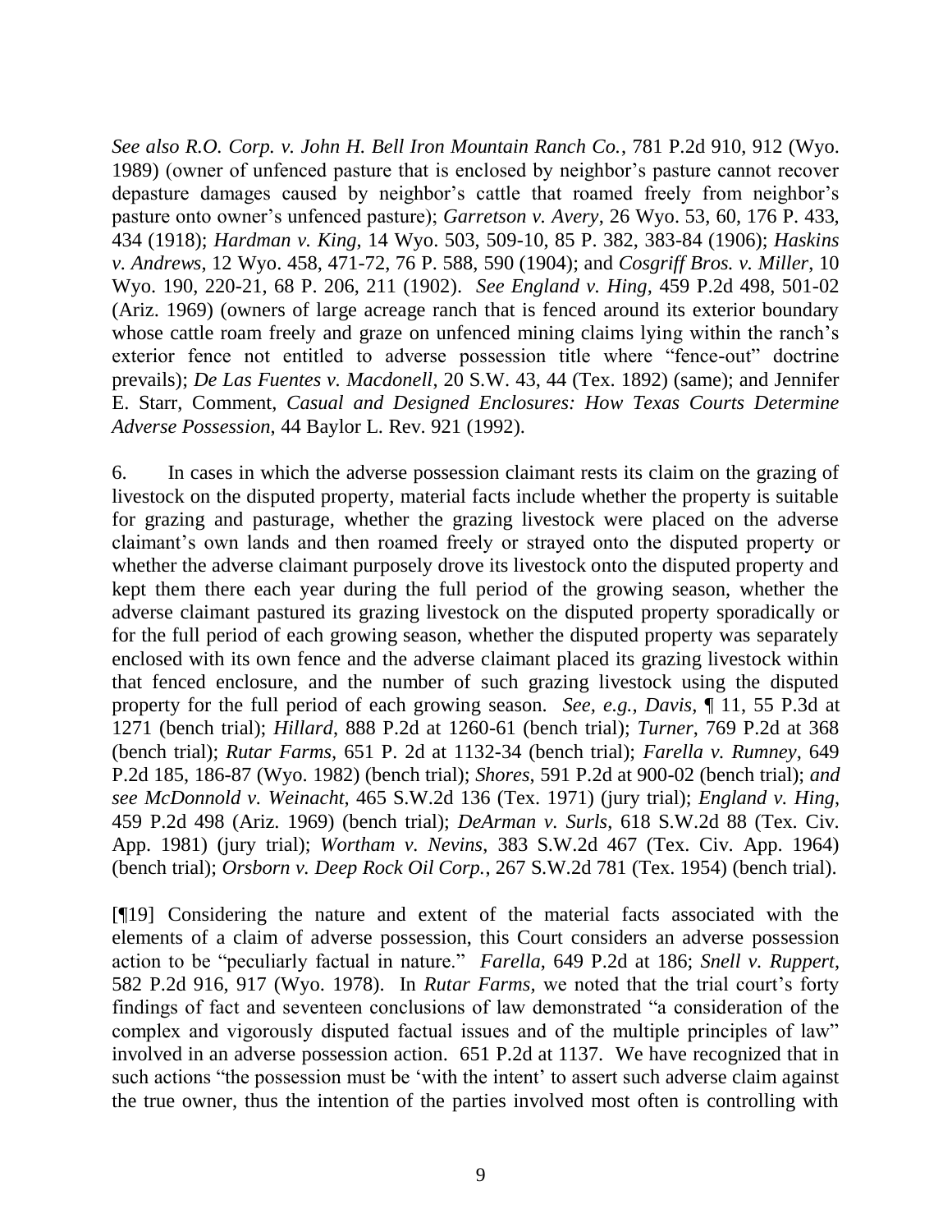*See also R.O. Corp. v. John H. Bell Iron Mountain Ranch Co.*, 781 P.2d 910, 912 (Wyo. 1989) (owner of unfenced pasture that is enclosed by neighbor's pasture cannot recover depasture damages caused by neighbor's cattle that roamed freely from neighbor's pasture onto owner's unfenced pasture); *Garretson v. Avery*, 26 Wyo. 53, 60, 176 P. 433, 434 (1918); *Hardman v. King*, 14 Wyo. 503, 509-10, 85 P. 382, 383-84 (1906); *Haskins v. Andrews*, 12 Wyo. 458, 471-72, 76 P. 588, 590 (1904); and *Cosgriff Bros. v. Miller*, 10 Wyo. 190, 220-21, 68 P. 206, 211 (1902). *See England v. Hing*, 459 P.2d 498, 501-02 (Ariz. 1969) (owners of large acreage ranch that is fenced around its exterior boundary whose cattle roam freely and graze on unfenced mining claims lying within the ranch's exterior fence not entitled to adverse possession title where "fence-out" doctrine prevails); *De Las Fuentes v. Macdonell*, 20 S.W. 43, 44 (Tex. 1892) (same); and Jennifer E. Starr, Comment, *Casual and Designed Enclosures: How Texas Courts Determine Adverse Possession*, 44 Baylor L. Rev. 921 (1992).

6. In cases in which the adverse possession claimant rests its claim on the grazing of livestock on the disputed property, material facts include whether the property is suitable for grazing and pasturage, whether the grazing livestock were placed on the adverse claimant's own lands and then roamed freely or strayed onto the disputed property or whether the adverse claimant purposely drove its livestock onto the disputed property and kept them there each year during the full period of the growing season, whether the adverse claimant pastured its grazing livestock on the disputed property sporadically or for the full period of each growing season, whether the disputed property was separately enclosed with its own fence and the adverse claimant placed its grazing livestock within that fenced enclosure, and the number of such grazing livestock using the disputed property for the full period of each growing season. *See, e.g., Davis*, ¶ 11, 55 P.3d at 1271 (bench trial); *Hillard*, 888 P.2d at 1260-61 (bench trial); *Turner*, 769 P.2d at 368 (bench trial); *Rutar Farms*, 651 P. 2d at 1132-34 (bench trial); *Farella v. Rumney*, 649 P.2d 185, 186-87 (Wyo. 1982) (bench trial); *Shores*, 591 P.2d at 900-02 (bench trial); *and see McDonnold v. Weinacht*, 465 S.W.2d 136 (Tex. 1971) (jury trial); *England v. Hing*, 459 P.2d 498 (Ariz. 1969) (bench trial); *DeArman v. Surls*, 618 S.W.2d 88 (Tex. Civ. App. 1981) (jury trial); *Wortham v. Nevins*, 383 S.W.2d 467 (Tex. Civ. App. 1964) (bench trial); *Orsborn v. Deep Rock Oil Corp.*, 267 S.W.2d 781 (Tex. 1954) (bench trial).

[¶19] Considering the nature and extent of the material facts associated with the elements of a claim of adverse possession, this Court considers an adverse possession action to be "peculiarly factual in nature." *Farella*, 649 P.2d at 186; *Snell v. Ruppert*, 582 P.2d 916, 917 (Wyo. 1978). In *Rutar Farms,* we noted that the trial court's forty findings of fact and seventeen conclusions of law demonstrated "a consideration of the complex and vigorously disputed factual issues and of the multiple principles of law" involved in an adverse possession action. 651 P.2d at 1137. We have recognized that in such actions "the possession must be 'with the intent' to assert such adverse claim against the true owner, thus the intention of the parties involved most often is controlling with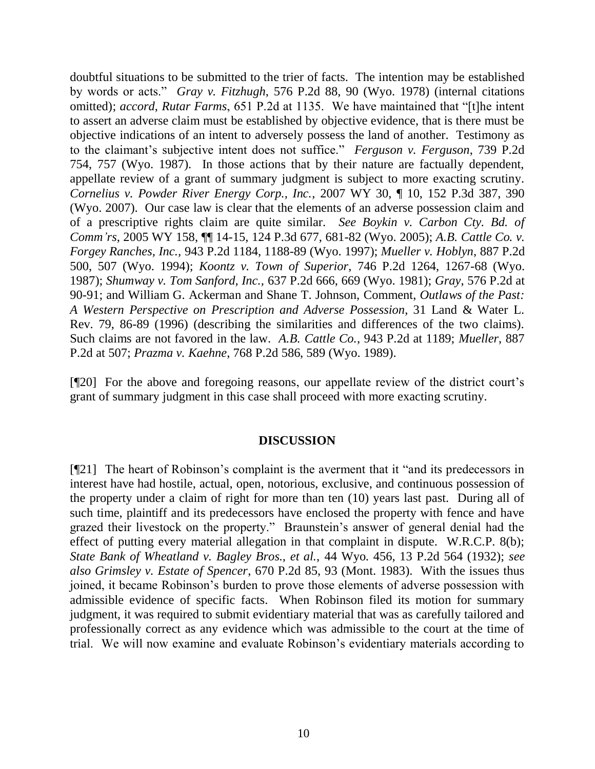doubtful situations to be submitted to the trier of facts. The intention may be established by words or acts." *Gray v. Fitzhugh*, 576 P.2d 88, 90 (Wyo. 1978) (internal citations omitted); *accord*, *Rutar Farms*, 651 P.2d at 1135. We have maintained that "[t]he intent to assert an adverse claim must be established by objective evidence, that is there must be objective indications of an intent to adversely possess the land of another. Testimony as to the claimant's subjective intent does not suffice." *Ferguson v. Ferguson*, 739 P.2d 754, 757 (Wyo. 1987). In those actions that by their nature are factually dependent, appellate review of a grant of summary judgment is subject to more exacting scrutiny. *Cornelius v. Powder River Energy Corp., Inc.*, 2007 WY 30, ¶ 10, 152 P.3d 387, 390 (Wyo. 2007). Our case law is clear that the elements of an adverse possession claim and of a prescriptive rights claim are quite similar. *See Boykin v. Carbon Cty. Bd. of Comm'rs*, 2005 WY 158, ¶¶ 14-15, 124 P.3d 677, 681-82 (Wyo. 2005); *A.B. Cattle Co. v. Forgey Ranches, Inc.*, 943 P.2d 1184, 1188-89 (Wyo. 1997); *Mueller v. Hoblyn*, 887 P.2d 500, 507 (Wyo. 1994); *Koontz v. Town of Superior*, 746 P.2d 1264, 1267-68 (Wyo. 1987); *Shumway v. Tom Sanford, Inc.*, 637 P.2d 666, 669 (Wyo. 1981); *Gray*, 576 P.2d at 90-91; and William G. Ackerman and Shane T. Johnson, Comment, *Outlaws of the Past: A Western Perspective on Prescription and Adverse Possession*, 31 Land & Water L. Rev. 79, 86-89 (1996) (describing the similarities and differences of the two claims). Such claims are not favored in the law. *A.B. Cattle Co.*, 943 P.2d at 1189; *Mueller*, 887 P.2d at 507; *Prazma v. Kaehne*, 768 P.2d 586, 589 (Wyo. 1989).

[¶20] For the above and foregoing reasons, our appellate review of the district court's grant of summary judgment in this case shall proceed with more exacting scrutiny.

## DISCUSSION

[¶21] The heart of Robinson's complaint is the averment that it "and its predecessors in interest have had hostile, actual, open, notorious, exclusive, and continuous possession of the property under a claim of right for more than ten (10) years last past. During all of such time, plaintiff and its predecessors have enclosed the property with fence and have grazed their livestock on the property." Braunstein's answer of general denial had the effect of putting every material allegation in that complaint in dispute. W.R.C.P. 8(b); *State Bank of Wheatland v. Bagley Bros., et al.*, 44 Wyo. 456, 13 P.2d 564 (1932); *see also Grimsley v. Estate of Spencer*, 670 P.2d 85, 93 (Mont. 1983). With the issues thus joined, it became Robinson's burden to prove those elements of adverse possession with admissible evidence of specific facts. When Robinson filed its motion for summary judgment, it was required to submit evidentiary material that was as carefully tailored and professionally correct as any evidence which was admissible to the court at the time of trial. We will now examine and evaluate Robinson's evidentiary materials according to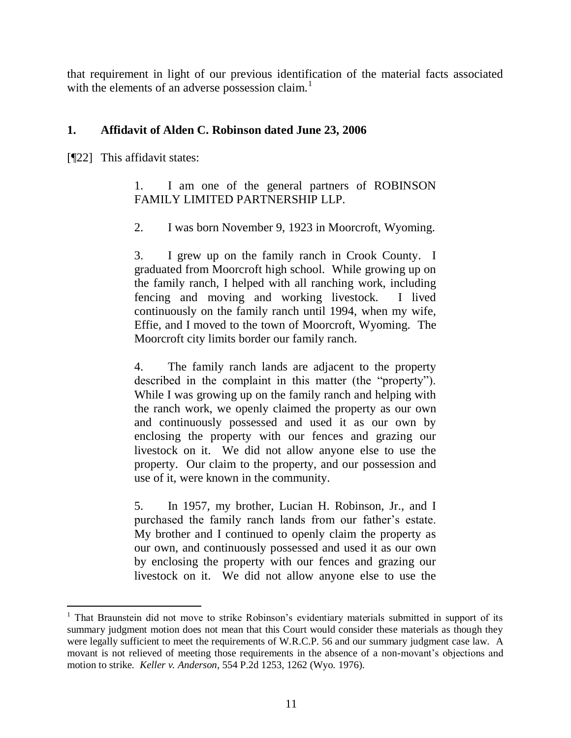that requirement in light of our previous identification of the material facts associated with the elements of an adverse possession claim.[1]

### 1. Affidavit of Alden C. Robinson dated June 23, 2006

[¶22] This affidavit states:

> 1. I am one of the general partners of ROBINSON FAMILY LIMITED PARTNERSHIP LLP.
>
> 2. I was born November 9, 1923 in Moorcroft, Wyoming.
>
> 3. I grew up on the family ranch in Crook County. I graduated from Moorcroft high school. While growing up on the family ranch, I helped with all ranching work, including fencing and moving and working livestock. I lived continuously on the family ranch until 1994, when my wife, Effie, and I moved to the town of Moorcroft, Wyoming. The Moorcroft city limits border our family ranch.
>
> 4. The family ranch lands are adjacent to the property described in the complaint in this matter (the "property"). While I was growing up on the family ranch and helping with the ranch work, we openly claimed the property as our own and continuously possessed and used it as our own by enclosing the property with our fences and grazing our livestock on it. We did not allow anyone else to use the property. Our claim to the property, and our possession and use of it, were known in the community.
>
> 5. In 1957, my brother, Lucian H. Robinson, Jr., and I purchased the family ranch lands from our father's estate. My brother and I continued to openly claim the property as our own, and continuously possessed and used it as our own by enclosing the property with our fences and grazing our livestock on it. We did not allow anyone else to use the

[1] That Braunstein did not move to strike Robinson's evidentiary materials submitted in support of its summary judgment motion does not mean that this Court would consider these materials as though they were legally sufficient to meet the requirements of W.R.C.P. 56 and our summary judgment case law. A movant is not relieved of meeting those requirements in the absence of a non-movant's objections and motion to strike. *Keller v. Anderson*, 554 P.2d 1253, 1262 (Wyo. 1976).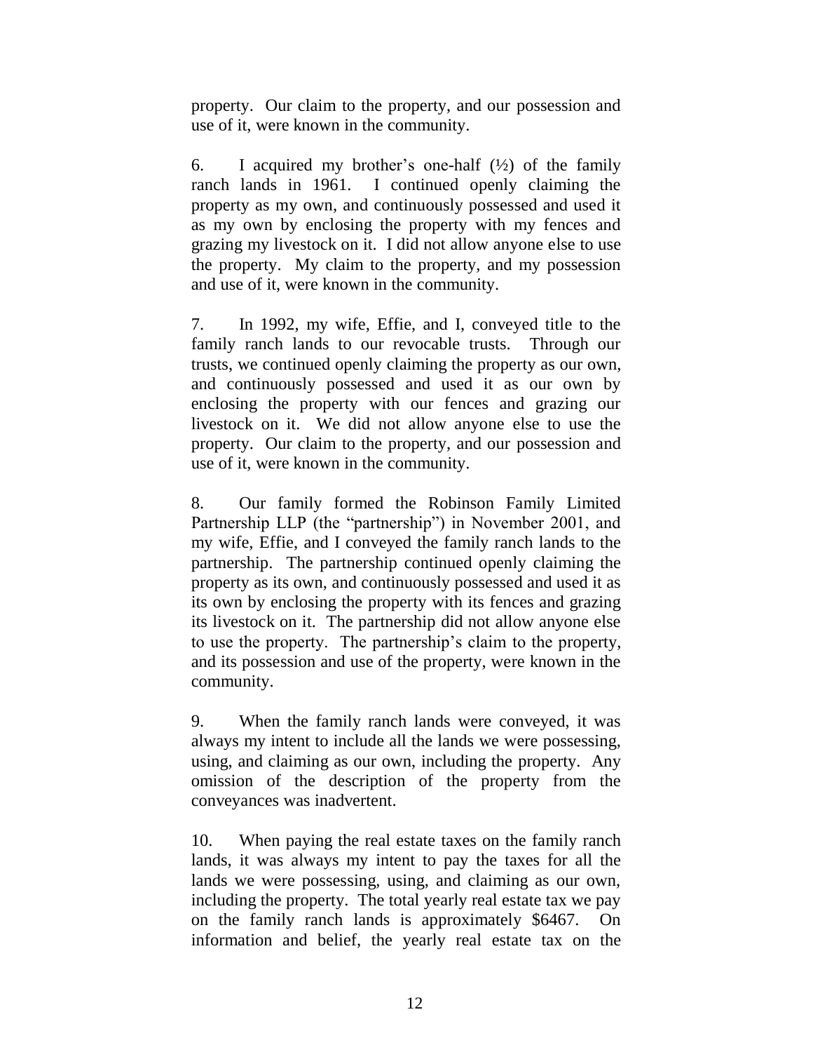property. Our claim to the property, and our possession and use of it, were known in the community.

6. I acquired my brother's one-half (½) of the family ranch lands in 1961. I continued openly claiming the property as my own, and continuously possessed and used it as my own by enclosing the property with my fences and grazing my livestock on it. I did not allow anyone else to use the property. My claim to the property, and my possession and use of it, were known in the community.

7. In 1992, my wife, Effie, and I, conveyed title to the family ranch lands to our revocable trusts. Through our trusts, we continued openly claiming the property as our own, and continuously possessed and used it as our own by enclosing the property with our fences and grazing our livestock on it. We did not allow anyone else to use the property. Our claim to the property, and our possession and use of it, were known in the community.

8. Our family formed the Robinson Family Limited Partnership LLP (the "partnership") in November 2001, and my wife, Effie, and I conveyed the family ranch lands to the partnership. The partnership continued openly claiming the property as its own, and continuously possessed and used it as its own by enclosing the property with its fences and grazing its livestock on it. The partnership did not allow anyone else to use the property. The partnership's claim to the property, and its possession and use of the property, were known in the community.

9. When the family ranch lands were conveyed, it was always my intent to include all the lands we were possessing, using, and claiming as our own, including the property. Any omission of the description of the property from the conveyances was inadvertent.

10. When paying the real estate taxes on the family ranch lands, it was always my intent to pay the taxes for all the lands we were possessing, using, and claiming as our own, including the property. The total yearly real estate tax we pay on the family ranch lands is approximately $6467. On information and belief, the yearly real estate tax on the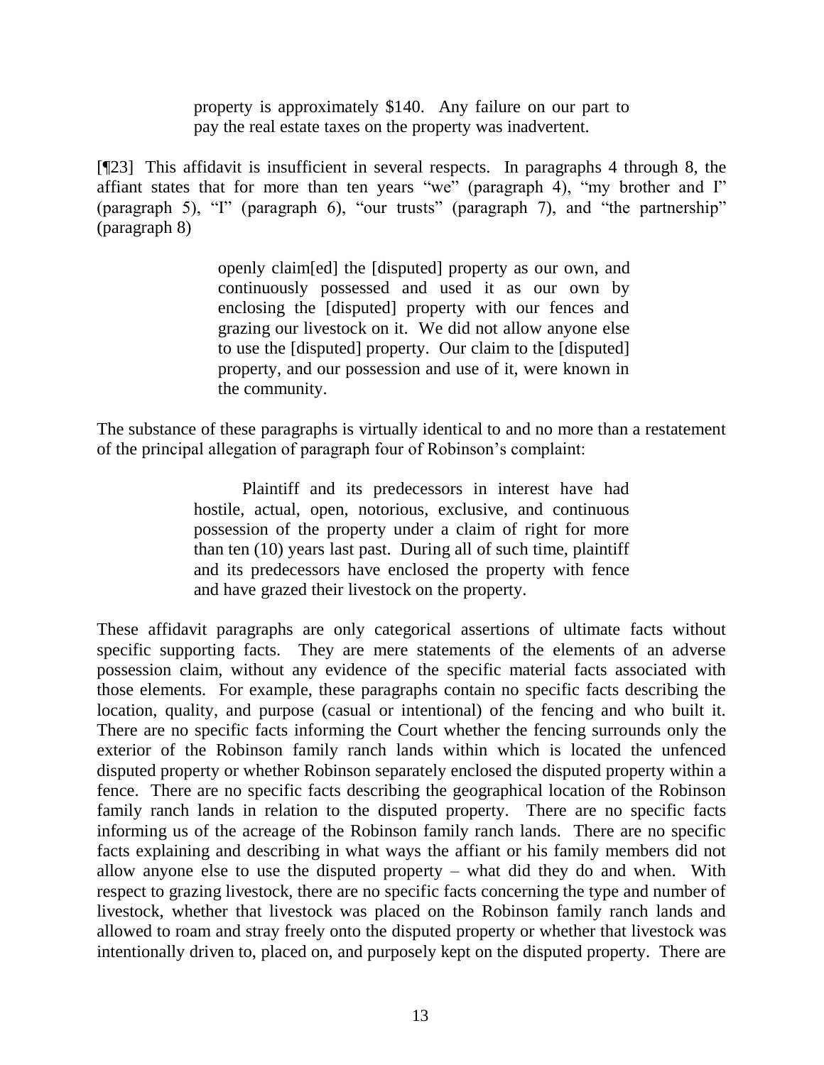> property is approximately $140. Any failure on our part to pay the real estate taxes on the property was inadvertent.

[¶23] This affidavit is insufficient in several respects. In paragraphs 4 through 8, the affiant states that for more than ten years "we" (paragraph 4), "my brother and I" (paragraph 5), "I" (paragraph 6), "our trusts" (paragraph 7), and "the partnership" (paragraph 8)

> openly claim[ed] the [disputed] property as our own, and continuously possessed and used it as our own by enclosing the [disputed] property with our fences and grazing our livestock on it. We did not allow anyone else to use the [disputed] property. Our claim to the [disputed] property, and our possession and use of it, were known in the community.

The substance of these paragraphs is virtually identical to and no more than a restatement of the principal allegation of paragraph four of Robinson's complaint:

> Plaintiff and its predecessors in interest have had hostile, actual, open, notorious, exclusive, and continuous possession of the property under a claim of right for more than ten (10) years last past. During all of such time, plaintiff and its predecessors have enclosed the property with fence and have grazed their livestock on the property.

These affidavit paragraphs are only categorical assertions of ultimate facts without specific supporting facts. They are mere statements of the elements of an adverse possession claim, without any evidence of the specific material facts associated with those elements. For example, these paragraphs contain no specific facts describing the location, quality, and purpose (casual or intentional) of the fencing and who built it. There are no specific facts informing the Court whether the fencing surrounds only the exterior of the Robinson family ranch lands within which is located the unfenced disputed property or whether Robinson separately enclosed the disputed property within a fence. There are no specific facts describing the geographical location of the Robinson family ranch lands in relation to the disputed property. There are no specific facts informing us of the acreage of the Robinson family ranch lands. There are no specific facts explaining and describing in what ways the affiant or his family members did not allow anyone else to use the disputed property – what did they do and when. With respect to grazing livestock, there are no specific facts concerning the type and number of livestock, whether that livestock was placed on the Robinson family ranch lands and allowed to roam and stray freely onto the disputed property or whether that livestock was intentionally driven to, placed on, and purposely kept on the disputed property. There are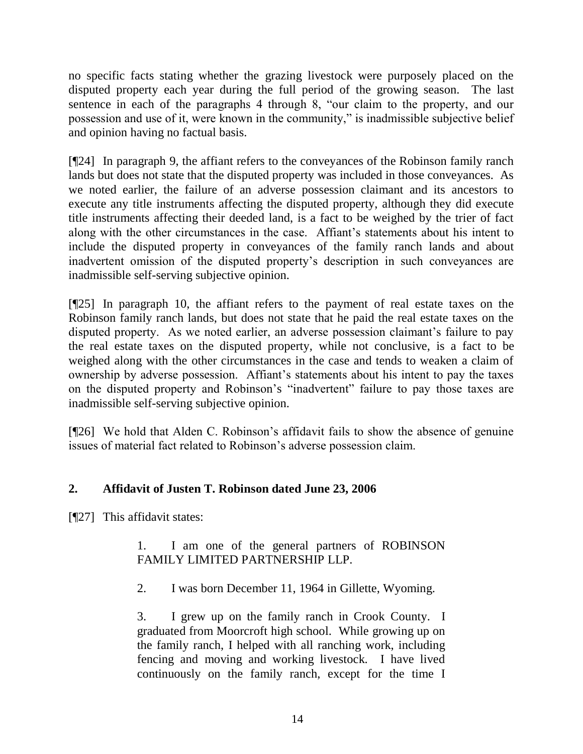no specific facts stating whether the grazing livestock were purposely placed on the disputed property each year during the full period of the growing season. The last sentence in each of the paragraphs 4 through 8, "our claim to the property, and our possession and use of it, were known in the community," is inadmissible subjective belief and opinion having no factual basis.

[¶24] In paragraph 9, the affiant refers to the conveyances of the Robinson family ranch lands but does not state that the disputed property was included in those conveyances. As we noted earlier, the failure of an adverse possession claimant and its ancestors to execute any title instruments affecting the disputed property, although they did execute title instruments affecting their deeded land, is a fact to be weighed by the trier of fact along with the other circumstances in the case. Affiant's statements about his intent to include the disputed property in conveyances of the family ranch lands and about inadvertent omission of the disputed property's description in such conveyances are inadmissible self-serving subjective opinion.

[¶25] In paragraph 10, the affiant refers to the payment of real estate taxes on the Robinson family ranch lands, but does not state that he paid the real estate taxes on the disputed property. As we noted earlier, an adverse possession claimant's failure to pay the real estate taxes on the disputed property, while not conclusive, is a fact to be weighed along with the other circumstances in the case and tends to weaken a claim of ownership by adverse possession. Affiant's statements about his intent to pay the taxes on the disputed property and Robinson's "inadvertent" failure to pay those taxes are inadmissible self-serving subjective opinion.

[¶26] We hold that Alden C. Robinson's affidavit fails to show the absence of genuine issues of material fact related to Robinson's adverse possession claim.

## 2. Affidavit of Justen T. Robinson dated June 23, 2006

[¶27] This affidavit states:

> 1. I am one of the general partners of ROBINSON FAMILY LIMITED PARTNERSHIP LLP.
>
> 2. I was born December 11, 1964 in Gillette, Wyoming.
>
> 3. I grew up on the family ranch in Crook County. I graduated from Moorcroft high school. While growing up on the family ranch, I helped with all ranching work, including fencing and moving and working livestock. I have lived continuously on the family ranch, except for the time I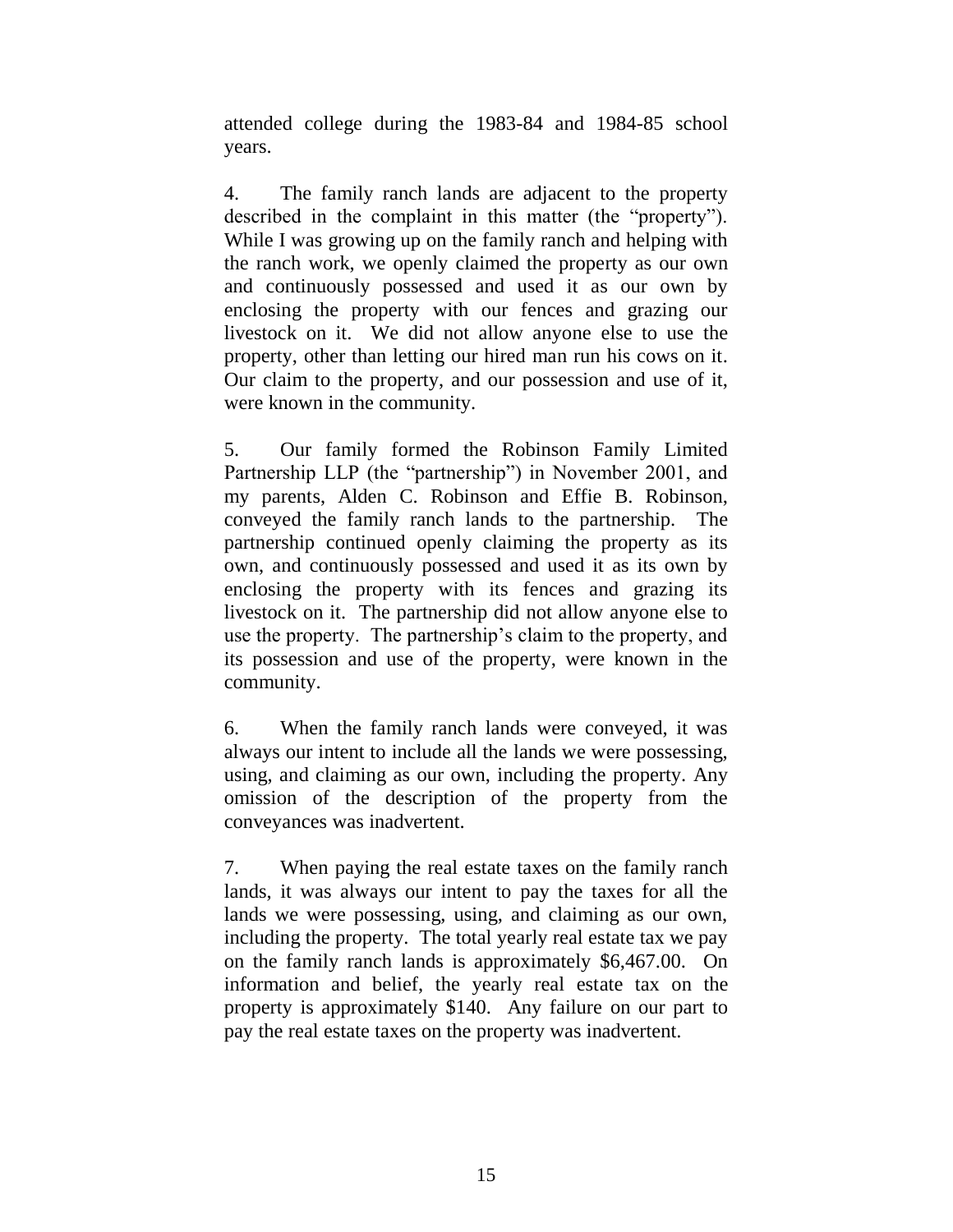attended college during the 1983-84 and 1984-85 school years.

4. The family ranch lands are adjacent to the property described in the complaint in this matter (the "property"). While I was growing up on the family ranch and helping with the ranch work, we openly claimed the property as our own and continuously possessed and used it as our own by enclosing the property with our fences and grazing our livestock on it. We did not allow anyone else to use the property, other than letting our hired man run his cows on it. Our claim to the property, and our possession and use of it, were known in the community.

5. Our family formed the Robinson Family Limited Partnership LLP (the "partnership") in November 2001, and my parents, Alden C. Robinson and Effie B. Robinson, conveyed the family ranch lands to the partnership. The partnership continued openly claiming the property as its own, and continuously possessed and used it as its own by enclosing the property with its fences and grazing its livestock on it. The partnership did not allow anyone else to use the property. The partnership's claim to the property, and its possession and use of the property, were known in the community.

6. When the family ranch lands were conveyed, it was always our intent to include all the lands we were possessing, using, and claiming as our own, including the property. Any omission of the description of the property from the conveyances was inadvertent.

7. When paying the real estate taxes on the family ranch lands, it was always our intent to pay the taxes for all the lands we were possessing, using, and claiming as our own, including the property. The total yearly real estate tax we pay on the family ranch lands is approximately $6,467.00. On information and belief, the yearly real estate tax on the property is approximately $140. Any failure on our part to pay the real estate taxes on the property was inadvertent.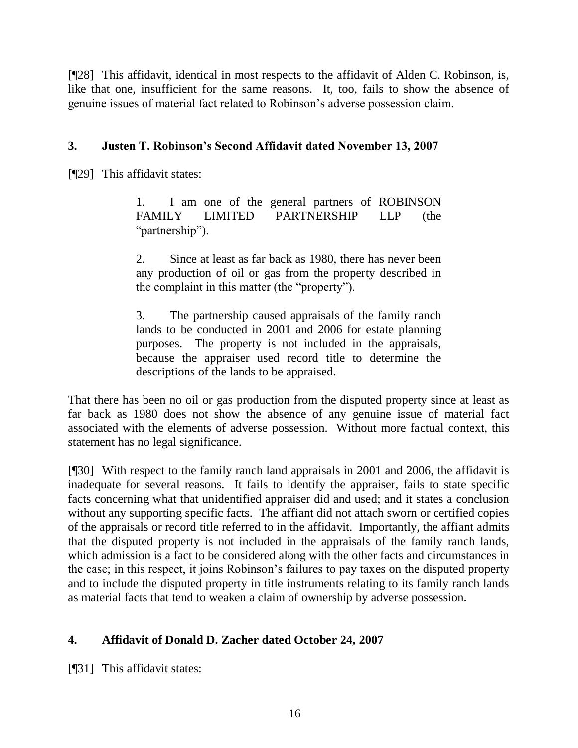[¶28] This affidavit, identical in most respects to the affidavit of Alden C. Robinson, is, like that one, insufficient for the same reasons. It, too, fails to show the absence of genuine issues of material fact related to Robinson's adverse possession claim.

### 3. Justen T. Robinson's Second Affidavit dated November 13, 2007

[¶29] This affidavit states:

> 1. I am one of the general partners of ROBINSON FAMILY LIMITED PARTNERSHIP LLP (the "partnership").
>
> 2. Since at least as far back as 1980, there has never been any production of oil or gas from the property described in the complaint in this matter (the "property").
>
> 3. The partnership caused appraisals of the family ranch lands to be conducted in 2001 and 2006 for estate planning purposes. The property is not included in the appraisals, because the appraiser used record title to determine the descriptions of the lands to be appraised.

That there has been no oil or gas production from the disputed property since at least as far back as 1980 does not show the absence of any genuine issue of material fact associated with the elements of adverse possession. Without more factual context, this statement has no legal significance.

[¶30] With respect to the family ranch land appraisals in 2001 and 2006, the affidavit is inadequate for several reasons. It fails to identify the appraiser, fails to state specific facts concerning what that unidentified appraiser did and used; and it states a conclusion without any supporting specific facts. The affiant did not attach sworn or certified copies of the appraisals or record title referred to in the affidavit. Importantly, the affiant admits that the disputed property is not included in the appraisals of the family ranch lands, which admission is a fact to be considered along with the other facts and circumstances in the case; in this respect, it joins Robinson's failures to pay taxes on the disputed property and to include the disputed property in title instruments relating to its family ranch lands as material facts that tend to weaken a claim of ownership by adverse possession.

### 4. Affidavit of Donald D. Zacher dated October 24, 2007

[¶31] This affidavit states: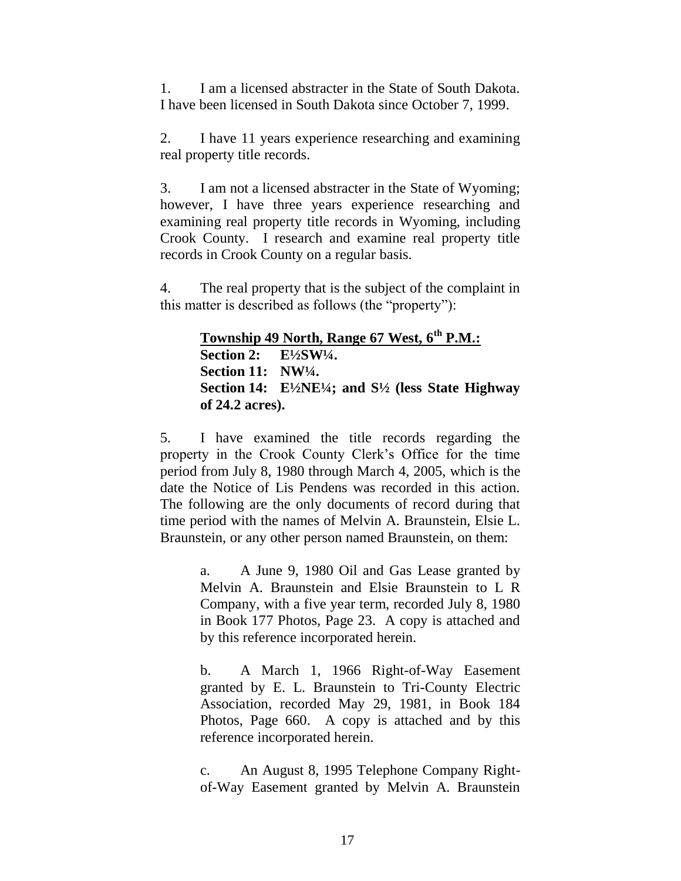1. I am a licensed abstracter in the State of South Dakota. I have been licensed in South Dakota since October 7, 1999.

2. I have 11 years experience researching and examining real property title records.

3. I am not a licensed abstracter in the State of Wyoming; however, I have three years experience researching and examining real property title records in Wyoming, including Crook County. I research and examine real property title records in Crook County on a regular basis.

4. The real property that is the subject of the complaint in this matter is described as follows (the "property"):

> **<u>Township 49 North, Range 67 West, 6th P.M.:</u>**
> **Section 2: E½SW¼.**
> **Section 11: NW¼.**
> **Section 14: E½NE¼; and S½ (less State Highway of 24.2 acres).**

5. I have examined the title records regarding the property in the Crook County Clerk's Office for the time period from July 8, 1980 through March 4, 2005, which is the date the Notice of Lis Pendens was recorded in this action. The following are the only documents of record during that time period with the names of Melvin A. Braunstein, Elsie L. Braunstein, or any other person named Braunstein, on them:

> a. A June 9, 1980 Oil and Gas Lease granted by Melvin A. Braunstein and Elsie Braunstein to L R Company, with a five year term, recorded July 8, 1980 in Book 177 Photos, Page 23. A copy is attached and by this reference incorporated herein.
>
> b. A March 1, 1966 Right-of-Way Easement granted by E. L. Braunstein to Tri-County Electric Association, recorded May 29, 1981, in Book 184 Photos, Page 660. A copy is attached and by this reference incorporated herein.
>
> c. An August 8, 1995 Telephone Company Right-of-Way Easement granted by Melvin A. Braunstein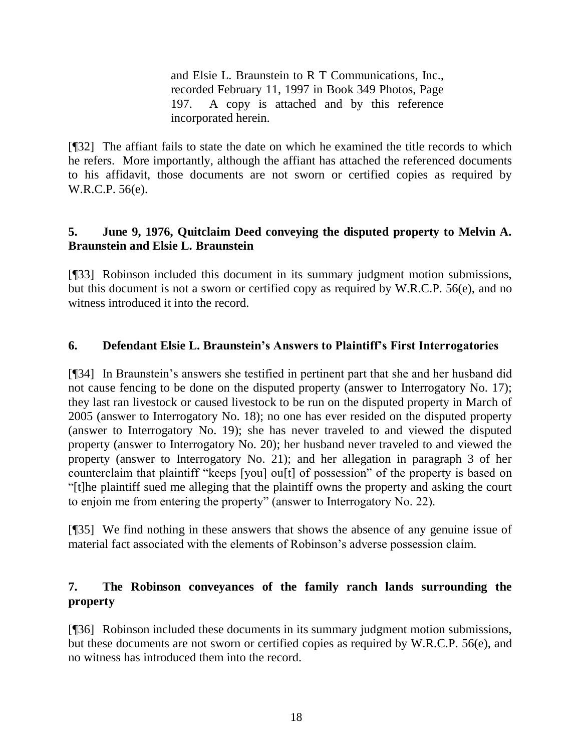> and Elsie L. Braunstein to R T Communications, Inc., recorded February 11, 1997 in Book 349 Photos, Page 197. A copy is attached and by this reference incorporated herein.

[¶32] The affiant fails to state the date on which he examined the title records to which he refers. More importantly, although the affiant has attached the referenced documents to his affidavit, those documents are not sworn or certified copies as required by W.R.C.P. 56(e).

**5. June 9, 1976, Quitclaim Deed conveying the disputed property to Melvin A. Braunstein and Elsie L. Braunstein**

[¶33] Robinson included this document in its summary judgment motion submissions, but this document is not a sworn or certified copy as required by W.R.C.P. 56(e), and no witness introduced it into the record.

**6. Defendant Elsie L. Braunstein's Answers to Plaintiff's First Interrogatories**

[¶34] In Braunstein's answers she testified in pertinent part that she and her husband did not cause fencing to be done on the disputed property (answer to Interrogatory No. 17); they last ran livestock or caused livestock to be run on the disputed property in March of 2005 (answer to Interrogatory No. 18); no one has ever resided on the disputed property (answer to Interrogatory No. 19); she has never traveled to and viewed the disputed property (answer to Interrogatory No. 20); her husband never traveled to and viewed the property (answer to Interrogatory No. 21); and her allegation in paragraph 3 of her counterclaim that plaintiff "keeps [you] ou[t] of possession" of the property is based on "[t]he plaintiff sued me alleging that the plaintiff owns the property and asking the court to enjoin me from entering the property" (answer to Interrogatory No. 22).

[¶35] We find nothing in these answers that shows the absence of any genuine issue of material fact associated with the elements of Robinson's adverse possession claim.

**7. The Robinson conveyances of the family ranch lands surrounding the property**

[¶36] Robinson included these documents in its summary judgment motion submissions, but these documents are not sworn or certified copies as required by W.R.C.P. 56(e), and no witness has introduced them into the record.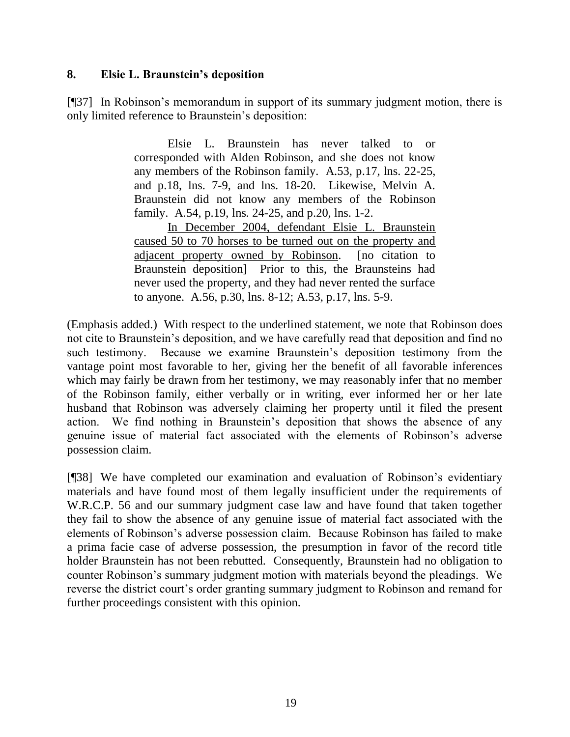## 8. Elsie L. Braunstein's deposition

[¶37] In Robinson's memorandum in support of its summary judgment motion, there is only limited reference to Braunstein's deposition:

> Elsie L. Braunstein has never talked to or corresponded with Alden Robinson, and she does not know any members of the Robinson family. A.53, p.17, lns. 22-25, and p.18, lns. 7-9, and lns. 18-20. Likewise, Melvin A. Braunstein did not know any members of the Robinson family. A.54, p.19, lns. 24-25, and p.20, lns. 1-2.
>
> <u>In December 2004, defendant Elsie L. Braunstein caused 50 to 70 horses to be turned out on the property and adjacent property owned by Robinson</u>. [no citation to Braunstein deposition] Prior to this, the Braunsteins had never used the property, and they had never rented the surface to anyone. A.56, p.30, lns. 8-12; A.53, p.17, lns. 5-9.

(Emphasis added.) With respect to the underlined statement, we note that Robinson does not cite to Braunstein's deposition, and we have carefully read that deposition and find no such testimony. Because we examine Braunstein's deposition testimony from the vantage point most favorable to her, giving her the benefit of all favorable inferences which may fairly be drawn from her testimony, we may reasonably infer that no member of the Robinson family, either verbally or in writing, ever informed her or her late husband that Robinson was adversely claiming her property until it filed the present action. We find nothing in Braunstein's deposition that shows the absence of any genuine issue of material fact associated with the elements of Robinson's adverse possession claim.

[¶38] We have completed our examination and evaluation of Robinson's evidentiary materials and have found most of them legally insufficient under the requirements of W.R.C.P. 56 and our summary judgment case law and have found that taken together they fail to show the absence of any genuine issue of material fact associated with the elements of Robinson's adverse possession claim. Because Robinson has failed to make a prima facie case of adverse possession, the presumption in favor of the record title holder Braunstein has not been rebutted. Consequently, Braunstein had no obligation to counter Robinson's summary judgment motion with materials beyond the pleadings. We reverse the district court's order granting summary judgment to Robinson and remand for further proceedings consistent with this opinion.